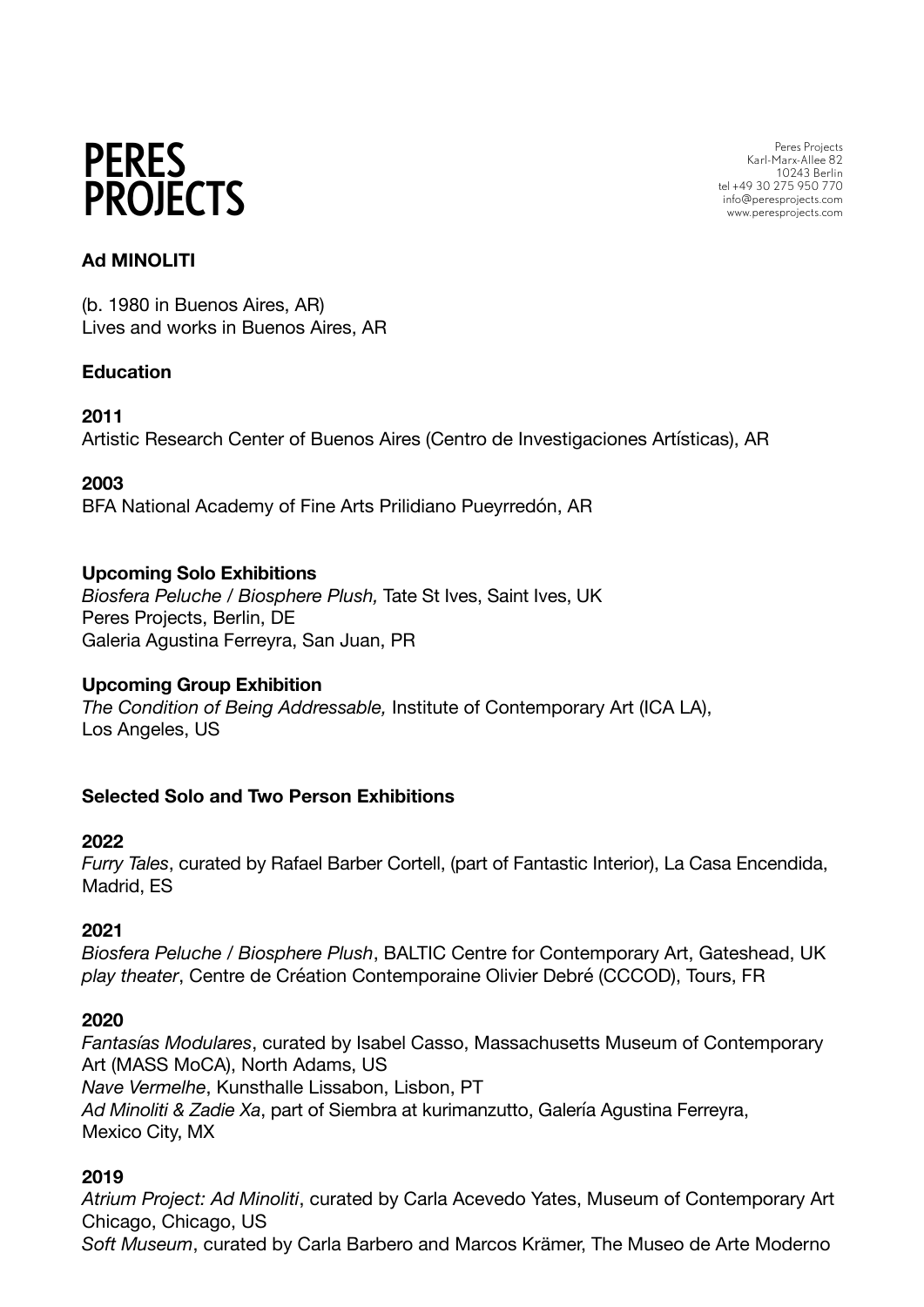# PERES PROJECTS

Peres Projects
Karl-Marx-Allee 82
10243 Berlin
tel +49 30 275 950 770
info@peresprojects.com
www.peresprojects.com

**Ad MINOLITI**

(b. 1980 in Buenos Aires, AR)
Lives and works in Buenos Aires, AR

**Education**

**2011**
Artistic Research Center of Buenos Aires (Centro de Investigaciones Artísticas), AR

**2003**
BFA National Academy of Fine Arts Prilidiano Pueyrredón, AR

**Upcoming Solo Exhibitions**
*Biosfera Peluche / Biosphere Plush,* Tate St Ives, Saint Ives, UK
Peres Projects, Berlin, DE
Galeria Agustina Ferreyra, San Juan, PR

**Upcoming Group Exhibition**
*The Condition of Being Addressable,* Institute of Contemporary Art (ICA LA), Los Angeles, US

**Selected Solo and Two Person Exhibitions**

**2022**
*Furry Tales*, curated by Rafael Barber Cortell, (part of Fantastic Interior), La Casa Encendida, Madrid, ES

**2021**
*Biosfera Peluche / Biosphere Plush*, BALTIC Centre for Contemporary Art, Gateshead, UK
*play theater*, Centre de Création Contemporaine Olivier Debré (CCCOD), Tours, FR

**2020**
*Fantasías Modulares*, curated by Isabel Casso, Massachusetts Museum of Contemporary Art (MASS MoCA), North Adams, US
*Nave Vermelhe*, Kunsthalle Lissabon, Lisbon, PT
*Ad Minoliti & Zadie Xa*, part of Siembra at kurimanzutto, Galería Agustina Ferreyra, Mexico City, MX

**2019**
*Atrium Project: Ad Minoliti*, curated by Carla Acevedo Yates, Museum of Contemporary Art Chicago, Chicago, US
*Soft Museum*, curated by Carla Barbero and Marcos Krämer, The Museo de Arte Moderno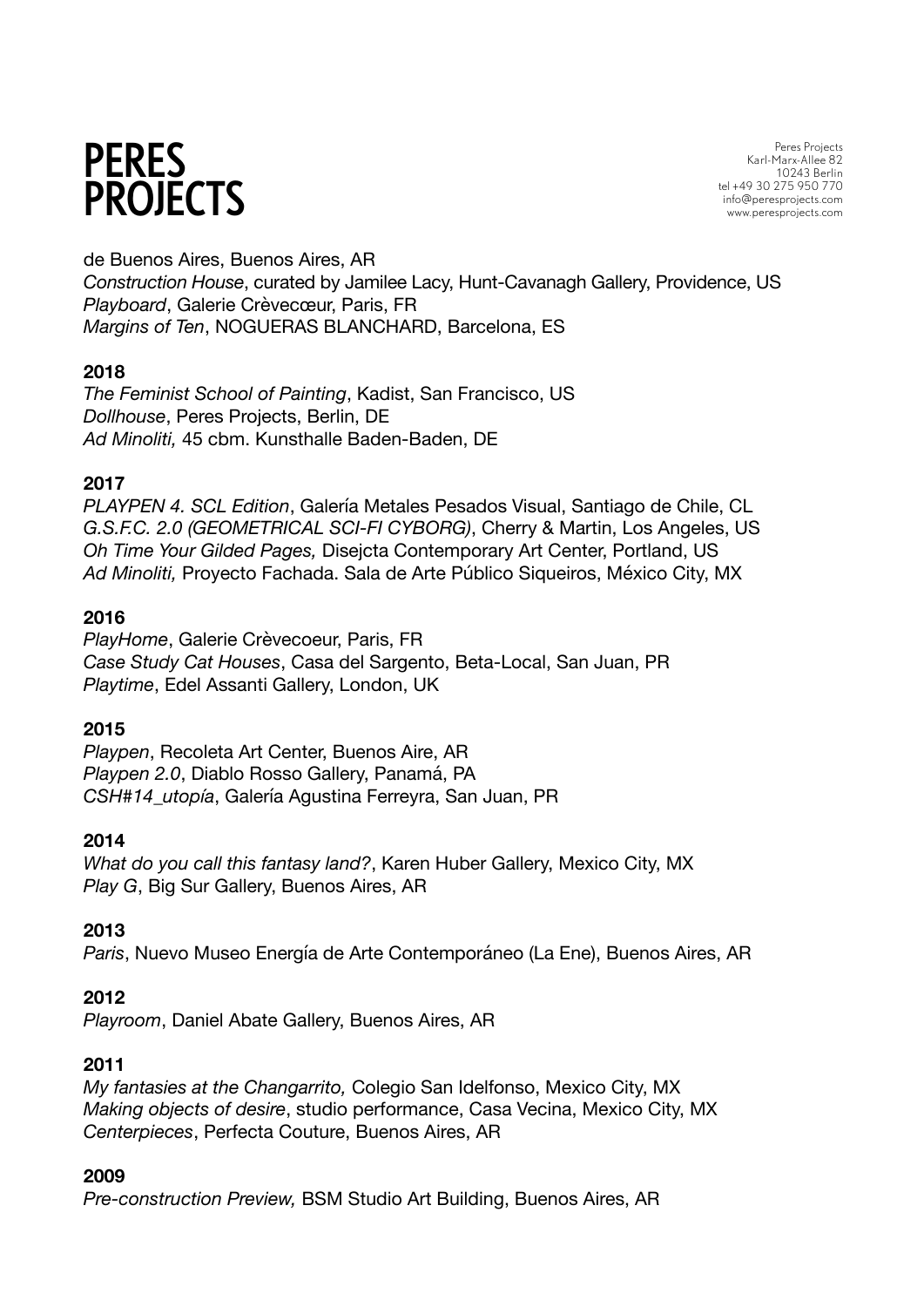de Buenos Aires, Buenos Aires, AR
*Construction House*, curated by Jamilee Lacy, Hunt-Cavanagh Gallery, Providence, US
*Playboard*, Galerie Crèvecœur, Paris, FR
*Margins of Ten*, NOGUERAS BLANCHARD, Barcelona, ES

**2018**
*The Feminist School of Painting*, Kadist, San Francisco, US
*Dollhouse*, Peres Projects, Berlin, DE
*Ad Minoliti,* 45 cbm. Kunsthalle Baden-Baden, DE

**2017**
*PLAYPEN 4. SCL Edition*, Galería Metales Pesados Visual, Santiago de Chile, CL
*G.S.F.C. 2.0 (GEOMETRICAL SCI-FI CYBORG)*, Cherry & Martin, Los Angeles, US
*Oh Time Your Gilded Pages,* Disejcta Contemporary Art Center, Portland, US
*Ad Minoliti,* Proyecto Fachada. Sala de Arte Público Siqueiros, México City, MX

**2016**
*PlayHome*, Galerie Crèvecoeur, Paris, FR
*Case Study Cat Houses*, Casa del Sargento, Beta-Local, San Juan, PR
*Playtime*, Edel Assanti Gallery, London, UK

**2015**
*Playpen*, Recoleta Art Center, Buenos Aire, AR
*Playpen 2.0*, Diablo Rosso Gallery, Panamá, PA
*CSH#14_utopía*, Galería Agustina Ferreyra, San Juan, PR

**2014**
*What do you call this fantasy land?*, Karen Huber Gallery, Mexico City, MX
*Play G*, Big Sur Gallery, Buenos Aires, AR

**2013**
*Paris*, Nuevo Museo Energía de Arte Contemporáneo (La Ene), Buenos Aires, AR

**2012**
*Playroom*, Daniel Abate Gallery, Buenos Aires, AR

**2011**
*My fantasies at the Changarrito,* Colegio San Idelfonso, Mexico City, MX
*Making objects of desire*, studio performance, Casa Vecina, Mexico City, MX
*Centerpieces*, Perfecta Couture, Buenos Aires, AR

**2009**
*Pre-construction Preview,* BSM Studio Art Building, Buenos Aires, AR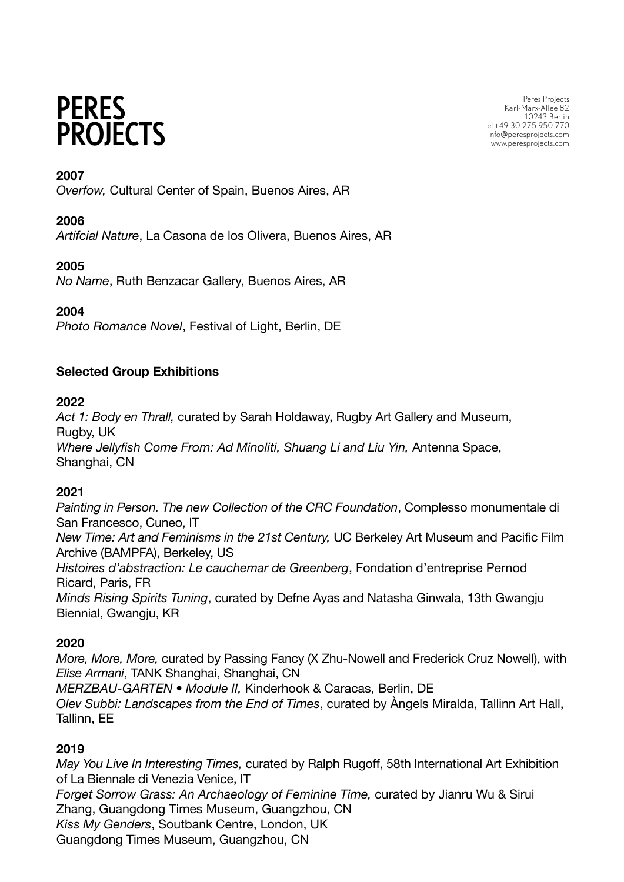**2007**
*Overfow,* Cultural Center of Spain, Buenos Aires, AR

**2006**
*Artifcial Nature*, La Casona de los Olivera, Buenos Aires, AR

**2005**
*No Name*, Ruth Benzacar Gallery, Buenos Aires, AR

**2004**
*Photo Romance Novel*, Festival of Light, Berlin, DE

**Selected Group Exhibitions**

**2022**
*Act 1: Body en Thrall,* curated by Sarah Holdaway, Rugby Art Gallery and Museum, Rugby, UK
*Where Jellyfish Come From: Ad Minoliti, Shuang Li and Liu Yin,* Antenna Space, Shanghai, CN

**2021**
*Painting in Person. The new Collection of the CRC Foundation*, Complesso monumentale di San Francesco, Cuneo, IT
*New Time: Art and Feminisms in the 21st Century,* UC Berkeley Art Museum and Pacific Film Archive (BAMPFA), Berkeley, US
*Histoires d'abstraction: Le cauchemar de Greenberg*, Fondation d'entreprise Pernod Ricard, Paris, FR
*Minds Rising Spirits Tuning*, curated by Defne Ayas and Natasha Ginwala, 13th Gwangju Biennial, Gwangju, KR

**2020**
*More, More, More,* curated by Passing Fancy (X Zhu-Nowell and Frederick Cruz Nowell), with *Elise Armani*, TANK Shanghai, Shanghai, CN
*MERZBAU-GARTEN • Module II,* Kinderhook & Caracas, Berlin, DE
*Olev Subbi: Landscapes from the End of Times*, curated by Àngels Miralda, Tallinn Art Hall, Tallinn, EE

**2019**
*May You Live In Interesting Times,* curated by Ralph Rugoff, 58th International Art Exhibition of La Biennale di Venezia Venice, IT
*Forget Sorrow Grass: An Archaeology of Feminine Time,* curated by Jianru Wu & Sirui Zhang, Guangdong Times Museum, Guangzhou, CN
*Kiss My Genders*, Soutbank Centre, London, UK
Guangdong Times Museum, Guangzhou, CN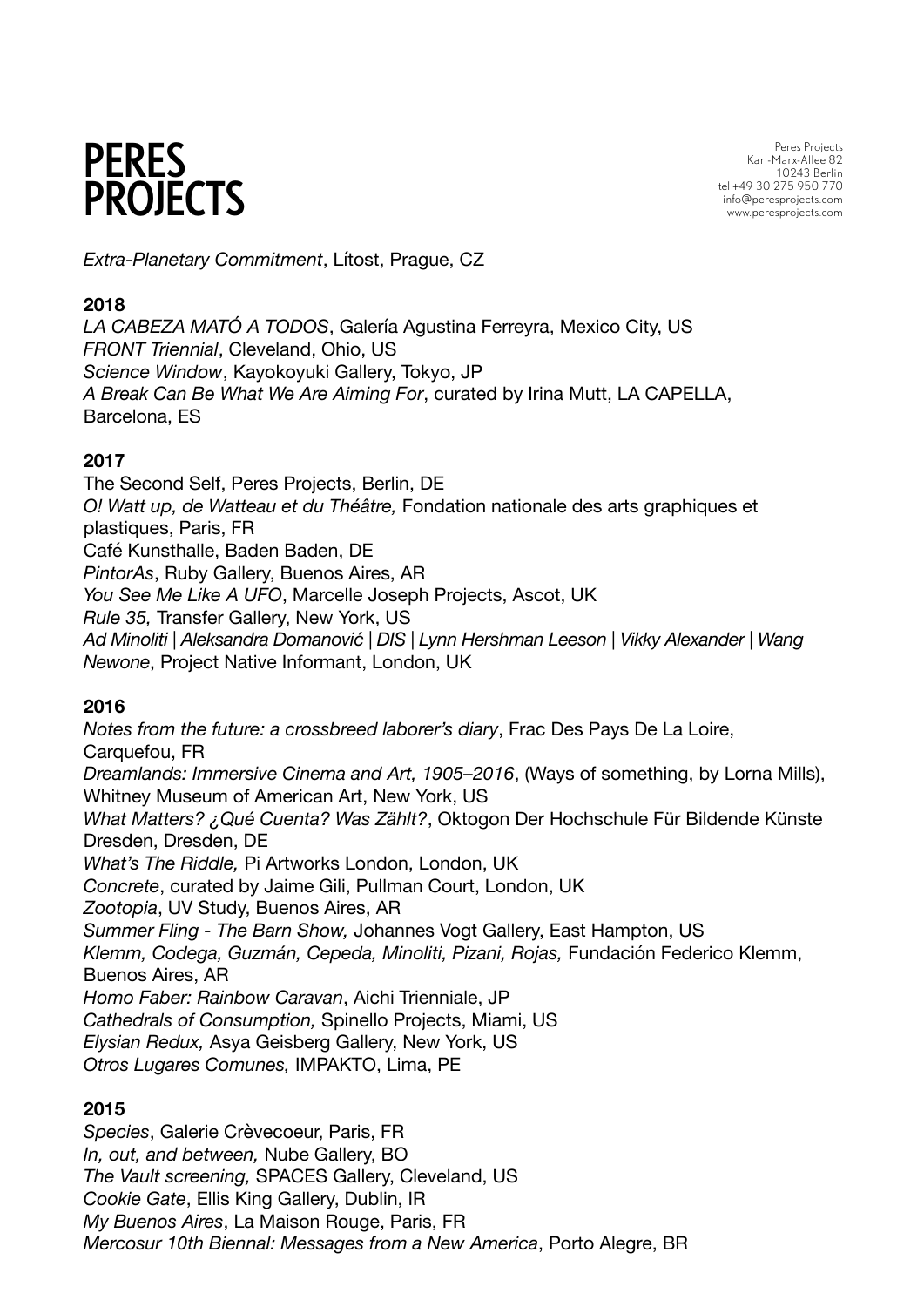*Extra-Planetary Commitment*, Lítost, Prague, CZ

**2018**

*LA CABEZA MATÓ A TODOS*, Galería Agustina Ferreyra, Mexico City, US
*FRONT Triennial*, Cleveland, Ohio, US
*Science Window*, Kayokoyuki Gallery, Tokyo, JP
*A Break Can Be What We Are Aiming For*, curated by Irina Mutt, LA CAPELLA, Barcelona, ES

**2017**

The Second Self, Peres Projects, Berlin, DE
*O! Watt up, de Watteau et du Théâtre,* Fondation nationale des arts graphiques et plastiques, Paris, FR
Café Kunsthalle, Baden Baden, DE
*PintorAs*, Ruby Gallery, Buenos Aires, AR
*You See Me Like A UFO*, Marcelle Joseph Projects, Ascot, UK
*Rule 35,* Transfer Gallery, New York, US
*Ad Minoliti | Aleksandra Domanović | DIS | Lynn Hershman Leeson | Vikky Alexander | Wang Newone*, Project Native Informant, London, UK

**2016**

*Notes from the future: a crossbreed laborer's diary*, Frac Des Pays De La Loire, Carquefou, FR
*Dreamlands: Immersive Cinema and Art, 1905–2016*, (Ways of something, by Lorna Mills), Whitney Museum of American Art, New York, US
*What Matters? ¿Qué Cuenta? Was Zählt?*, Oktogon Der Hochschule Für Bildende Künste Dresden, Dresden, DE
*What's The Riddle,* Pi Artworks London, London, UK
*Concrete*, curated by Jaime Gili, Pullman Court, London, UK
*Zootopia*, UV Study, Buenos Aires, AR
*Summer Fling - The Barn Show,* Johannes Vogt Gallery, East Hampton, US
*Klemm, Codega, Guzmán, Cepeda, Minoliti, Pizani, Rojas,* Fundación Federico Klemm, Buenos Aires, AR
*Homo Faber: Rainbow Caravan*, Aichi Trienniale, JP
*Cathedrals of Consumption,* Spinello Projects, Miami, US
*Elysian Redux,* Asya Geisberg Gallery, New York, US
*Otros Lugares Comunes,* IMPAKTO, Lima, PE

**2015**

*Species*, Galerie Crèvecoeur, Paris, FR
*In, out, and between,* Nube Gallery, BO
*The Vault screening,* SPACES Gallery, Cleveland, US
*Cookie Gate*, Ellis King Gallery, Dublin, IR
*My Buenos Aires*, La Maison Rouge, Paris, FR
*Mercosur 10th Biennal: Messages from a New America*, Porto Alegre, BR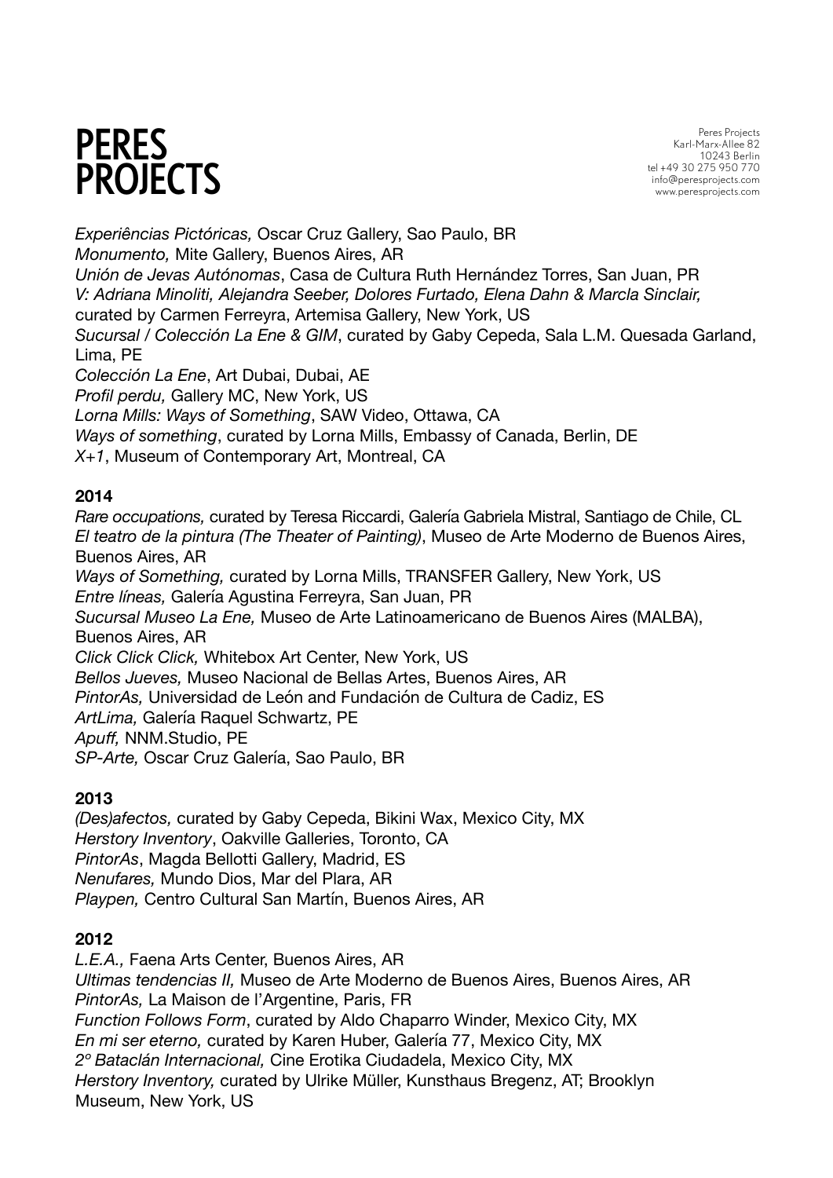*Experiências Pictóricas,* Oscar Cruz Gallery, Sao Paulo, BR
*Monumento,* Mite Gallery, Buenos Aires, AR
*Unión de Jevas Autónomas*, Casa de Cultura Ruth Hernández Torres, San Juan, PR
*V: Adriana Minoliti, Alejandra Seeber, Dolores Furtado, Elena Dahn & Marcla Sinclair,* curated by Carmen Ferreyra, Artemisa Gallery, New York, US
*Sucursal / Colección La Ene & GIM*, curated by Gaby Cepeda, Sala L.M. Quesada Garland, Lima, PE
*Colección La Ene*, Art Dubai, Dubai, AE
*Profil perdu,* Gallery MC, New York, US
*Lorna Mills: Ways of Something*, SAW Video, Ottawa, CA
*Ways of something*, curated by Lorna Mills, Embassy of Canada, Berlin, DE
*X+1*, Museum of Contemporary Art, Montreal, CA

**2014**

*Rare occupations,* curated by Teresa Riccardi, Galería Gabriela Mistral, Santiago de Chile, CL
*El teatro de la pintura (The Theater of Painting)*, Museo de Arte Moderno de Buenos Aires, Buenos Aires, AR
*Ways of Something,* curated by Lorna Mills, TRANSFER Gallery, New York, US
*Entre líneas,* Galería Agustina Ferreyra, San Juan, PR
*Sucursal Museo La Ene,* Museo de Arte Latinoamericano de Buenos Aires (MALBA), Buenos Aires, AR
*Click Click Click,* Whitebox Art Center, New York, US
*Bellos Jueves,* Museo Nacional de Bellas Artes, Buenos Aires, AR
*PintorAs,* Universidad de León and Fundación de Cultura de Cadiz, ES
*ArtLima,* Galería Raquel Schwartz, PE
*Apuff,* NNM.Studio, PE
*SP-Arte,* Oscar Cruz Galería, Sao Paulo, BR

**2013**

*(Des)afectos,* curated by Gaby Cepeda, Bikini Wax, Mexico City, MX
*Herstory Inventory*, Oakville Galleries, Toronto, CA
*PintorAs*, Magda Bellotti Gallery, Madrid, ES
*Nenufares,* Mundo Dios, Mar del Plara, AR
*Playpen,* Centro Cultural San Martín, Buenos Aires, AR

**2012**

*L.E.A.,* Faena Arts Center, Buenos Aires, AR
*Ultimas tendencias II,* Museo de Arte Moderno de Buenos Aires, Buenos Aires, AR
*PintorAs,* La Maison de l'Argentine, Paris, FR
*Function Follows Form*, curated by Aldo Chaparro Winder, Mexico City, MX
*En mi ser eterno,* curated by Karen Huber, Galería 77, Mexico City, MX
*2º Bataclán Internacional,* Cine Erotika Ciudadela, Mexico City, MX
*Herstory Inventory,* curated by Ulrike Müller, Kunsthaus Bregenz, AT; Brooklyn Museum, New York, US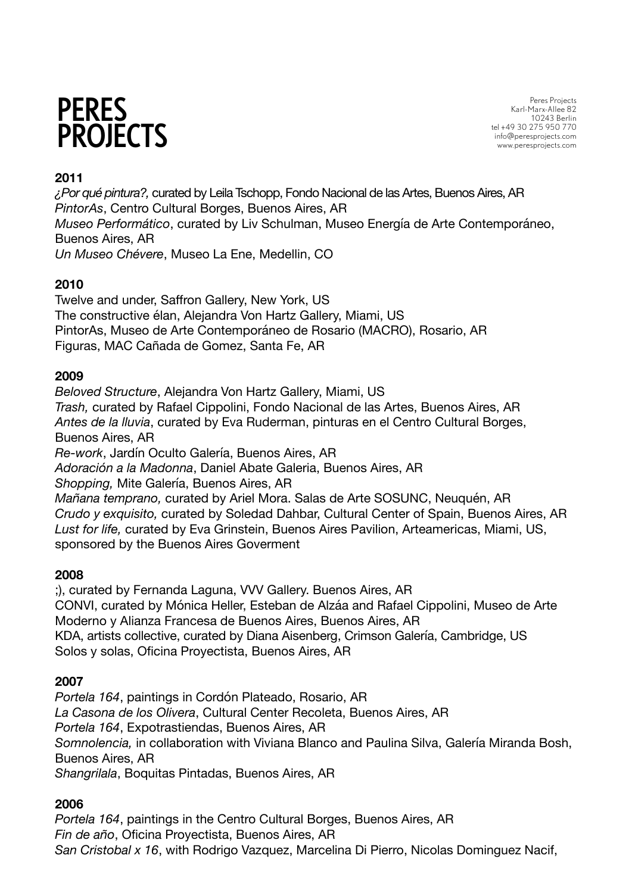**2011**
*¿Por qué pintura?,* curated by Leila Tschopp, Fondo Nacional de las Artes, Buenos Aires, AR
*PintorAs*, Centro Cultural Borges, Buenos Aires, AR
*Museo Performático*, curated by Liv Schulman, Museo Energía de Arte Contemporáneo, Buenos Aires, AR
*Un Museo Chévere*, Museo La Ene, Medellin, CO

**2010**
Twelve and under, Saffron Gallery, New York, US
The constructive élan, Alejandra Von Hartz Gallery, Miami, US
PintorAs, Museo de Arte Contemporáneo de Rosario (MACRO), Rosario, AR
Figuras, MAC Cañada de Gomez, Santa Fe, AR

**2009**
*Beloved Structure*, Alejandra Von Hartz Gallery, Miami, US
*Trash,* curated by Rafael Cippolini, Fondo Nacional de las Artes, Buenos Aires, AR
*Antes de la lluvia*, curated by Eva Ruderman, pinturas en el Centro Cultural Borges, Buenos Aires, AR
*Re-work*, Jardín Oculto Galería, Buenos Aires, AR
*Adoración a la Madonna*, Daniel Abate Galeria, Buenos Aires, AR
*Shopping,* Mite Galería, Buenos Aires, AR
*Mañana temprano,* curated by Ariel Mora. Salas de Arte SOSUNC, Neuquén, AR
*Crudo y exquisito,* curated by Soledad Dahbar, Cultural Center of Spain, Buenos Aires, AR
*Lust for life,* curated by Eva Grinstein, Buenos Aires Pavilion, Arteamericas, Miami, US, sponsored by the Buenos Aires Goverment

**2008**
;), curated by Fernanda Laguna, VVV Gallery. Buenos Aires, AR
CONVI, curated by Mónica Heller, Esteban de Alzáa and Rafael Cippolini, Museo de Arte Moderno y Alianza Francesa de Buenos Aires, Buenos Aires, AR
KDA, artists collective, curated by Diana Aisenberg, Crimson Galería, Cambridge, US
Solos y solas, Oficina Proyectista, Buenos Aires, AR

**2007**
*Portela 164*, paintings in Cordón Plateado, Rosario, AR
*La Casona de los Olivera*, Cultural Center Recoleta, Buenos Aires, AR
*Portela 164*, Expotrastiendas, Buenos Aires, AR
*Somnolencia,* in collaboration with Viviana Blanco and Paulina Silva, Galería Miranda Bosh, Buenos Aires, AR
*Shangrilala*, Boquitas Pintadas, Buenos Aires, AR

**2006**
*Portela 164*, paintings in the Centro Cultural Borges, Buenos Aires, AR
*Fin de año*, Oficina Proyectista, Buenos Aires, AR
*San Cristobal x 16*, with Rodrigo Vazquez, Marcelina Di Pierro, Nicolas Dominguez Nacif,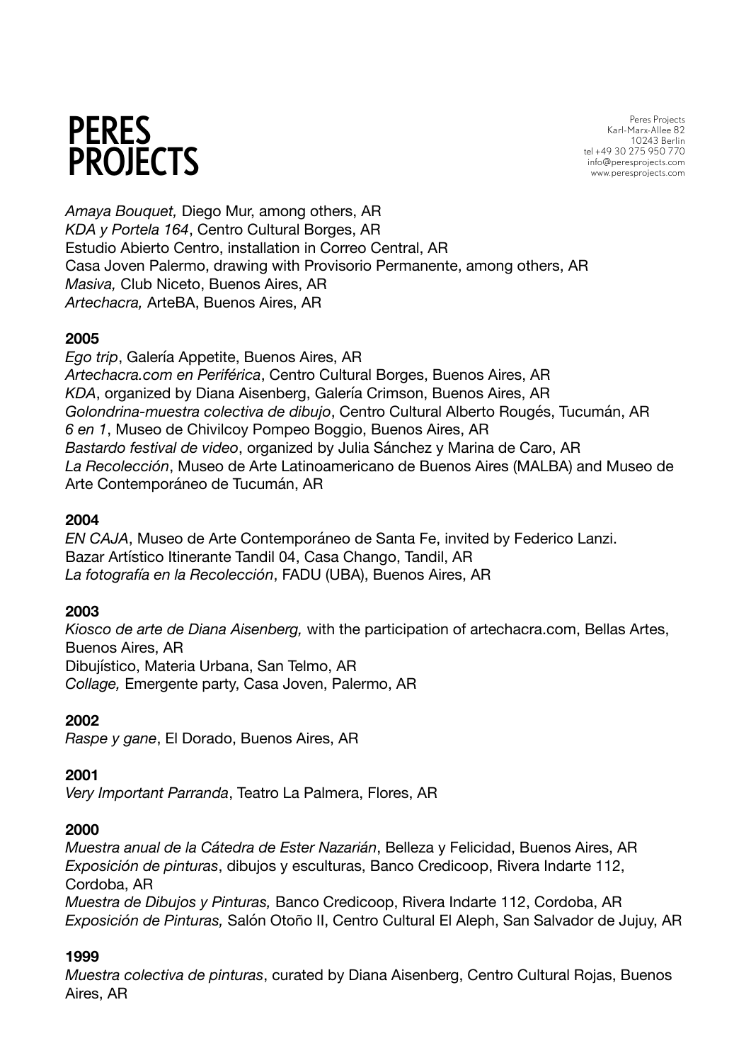*Amaya Bouquet,* Diego Mur, among others, AR
*KDA y Portela 164*, Centro Cultural Borges, AR
Estudio Abierto Centro, installation in Correo Central, AR
Casa Joven Palermo, drawing with Provisorio Permanente, among others, AR
*Masiva,* Club Niceto, Buenos Aires, AR
*Artechacra,* ArteBA, Buenos Aires, AR

**2005**
*Ego trip*, Galería Appetite, Buenos Aires, AR
*Artechacra.com en Periférica*, Centro Cultural Borges, Buenos Aires, AR
*KDA*, organized by Diana Aisenberg, Galería Crimson, Buenos Aires, AR
*Golondrina-muestra colectiva de dibujo*, Centro Cultural Alberto Rougés, Tucumán, AR
*6 en 1*, Museo de Chivilcoy Pompeo Boggio, Buenos Aires, AR
*Bastardo festival de video*, organized by Julia Sánchez y Marina de Caro, AR
*La Recolección*, Museo de Arte Latinoamericano de Buenos Aires (MALBA) and Museo de Arte Contemporáneo de Tucumán, AR

**2004**
*EN CAJA*, Museo de Arte Contemporáneo de Santa Fe, invited by Federico Lanzi.
Bazar Artístico Itinerante Tandil 04, Casa Chango, Tandil, AR
*La fotografía en la Recolección*, FADU (UBA), Buenos Aires, AR

**2003**
*Kiosco de arte de Diana Aisenberg,* with the participation of artechacra.com, Bellas Artes, Buenos Aires, AR
Dibujístico, Materia Urbana, San Telmo, AR
*Collage,* Emergente party, Casa Joven, Palermo, AR

**2002**
*Raspe y gane*, El Dorado, Buenos Aires, AR

**2001**
*Very Important Parranda*, Teatro La Palmera, Flores, AR

**2000**
*Muestra anual de la Cátedra de Ester Nazarián*, Belleza y Felicidad, Buenos Aires, AR
*Exposición de pinturas*, dibujos y esculturas, Banco Credicoop, Rivera Indarte 112, Cordoba, AR
*Muestra de Dibujos y Pinturas,* Banco Credicoop, Rivera Indarte 112, Cordoba, AR
*Exposición de Pinturas,* Salón Otoño II, Centro Cultural El Aleph, San Salvador de Jujuy, AR

**1999**
*Muestra colectiva de pinturas*, curated by Diana Aisenberg, Centro Cultural Rojas, Buenos Aires, AR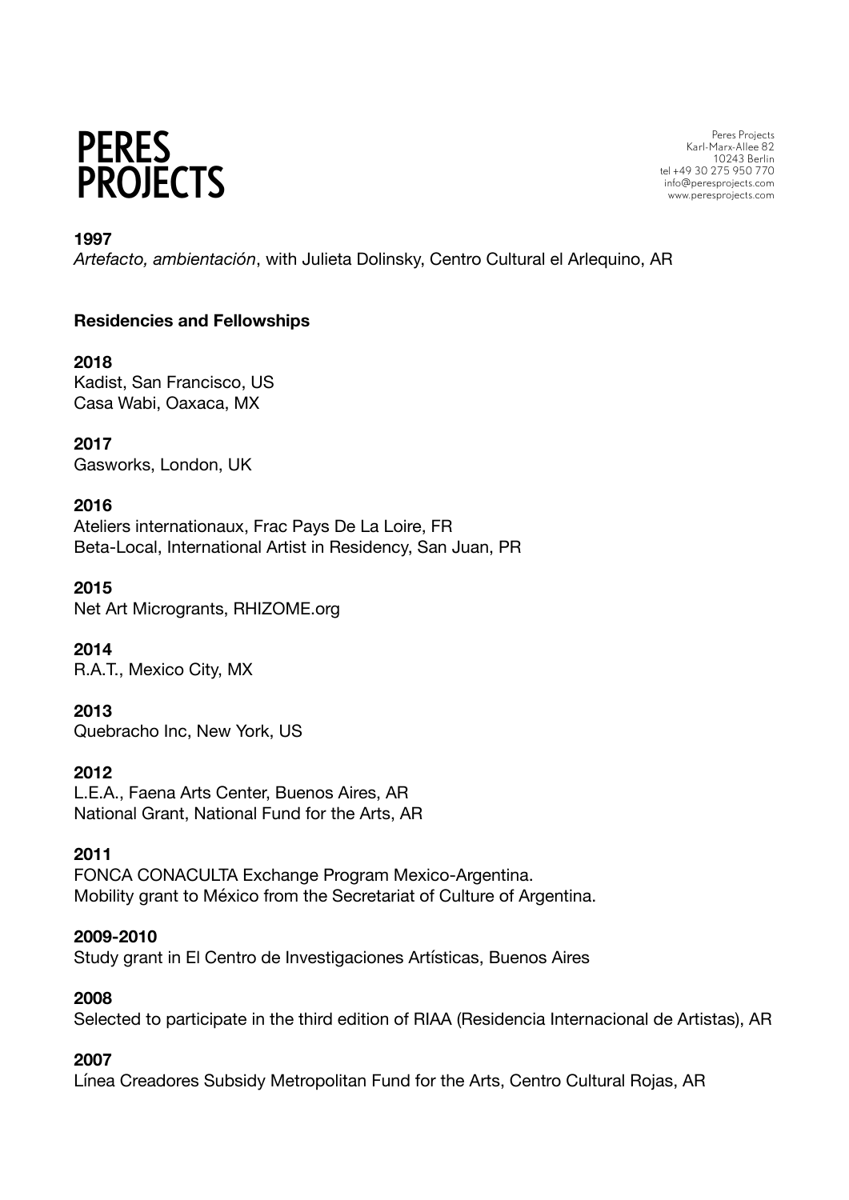**1997**
*Artefacto, ambientación*, with Julieta Dolinsky, Centro Cultural el Arlequino, AR

**Residencies and Fellowships**

**2018**
Kadist, San Francisco, US
Casa Wabi, Oaxaca, MX

**2017**
Gasworks, London, UK

**2016**
Ateliers internationaux, Frac Pays De La Loire, FR
Beta-Local, International Artist in Residency, San Juan, PR

**2015**
Net Art Microgrants, RHIZOME.org

**2014**
R.A.T., Mexico City, MX

**2013**
Quebracho Inc, New York, US

**2012**
L.E.A., Faena Arts Center, Buenos Aires, AR
National Grant, National Fund for the Arts, AR

**2011**
FONCA CONACULTA Exchange Program Mexico-Argentina.
Mobility grant to México from the Secretariat of Culture of Argentina.

**2009-2010**
Study grant in El Centro de Investigaciones Artísticas, Buenos Aires

**2008**
Selected to participate in the third edition of RIAA (Residencia Internacional de Artistas), AR

**2007**
Línea Creadores Subsidy Metropolitan Fund for the Arts, Centro Cultural Rojas, AR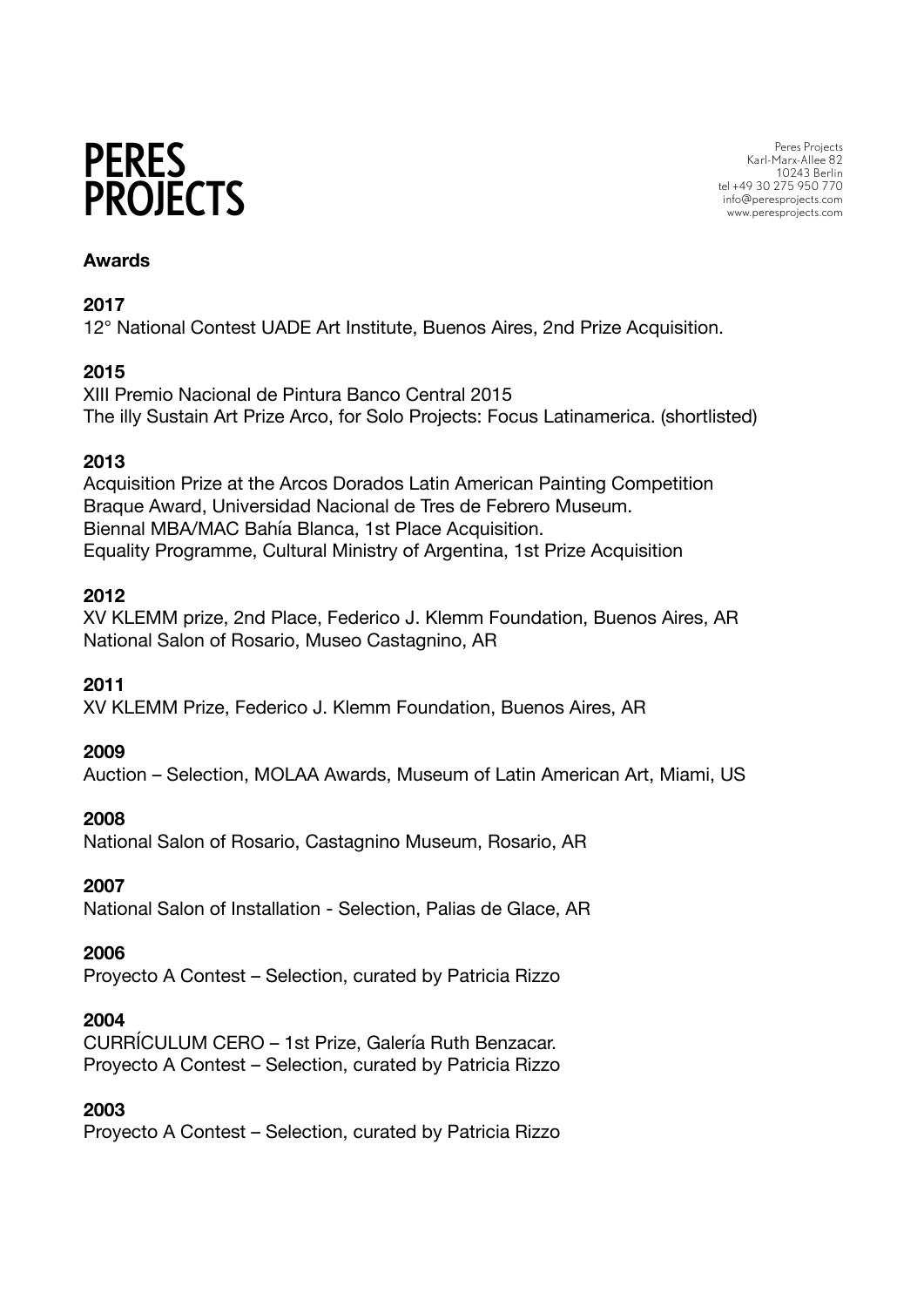## Awards

**2017**
12° National Contest UADE Art Institute, Buenos Aires, 2nd Prize Acquisition.

**2015**
XIII Premio Nacional de Pintura Banco Central 2015
The illy Sustain Art Prize Arco, for Solo Projects: Focus Latinamerica. (shortlisted)

**2013**
Acquisition Prize at the Arcos Dorados Latin American Painting Competition
Braque Award, Universidad Nacional de Tres de Febrero Museum.
Biennal MBA/MAC Bahía Blanca, 1st Place Acquisition.
Equality Programme, Cultural Ministry of Argentina, 1st Prize Acquisition

**2012**
XV KLEMM prize, 2nd Place, Federico J. Klemm Foundation, Buenos Aires, AR
National Salon of Rosario, Museo Castagnino, AR

**2011**
XV KLEMM Prize, Federico J. Klemm Foundation, Buenos Aires, AR

**2009**
Auction – Selection, MOLAA Awards, Museum of Latin American Art, Miami, US

**2008**
National Salon of Rosario, Castagnino Museum, Rosario, AR

**2007**
National Salon of Installation - Selection, Palias de Glace, AR

**2006**
Proyecto A Contest – Selection, curated by Patricia Rizzo

**2004**
CURRÍCULUM CERO – 1st Prize, Galería Ruth Benzacar.
Proyecto A Contest – Selection, curated by Patricia Rizzo

**2003**
Proyecto A Contest – Selection, curated by Patricia Rizzo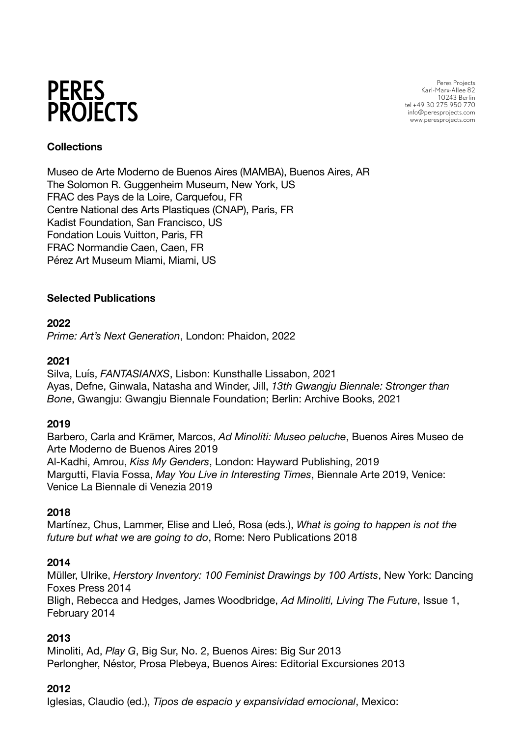**Collections**

Museo de Arte Moderno de Buenos Aires (MAMBA), Buenos Aires, AR
The Solomon R. Guggenheim Museum, New York, US
FRAC des Pays de la Loire, Carquefou, FR
Centre National des Arts Plastiques (CNAP), Paris, FR
Kadist Foundation, San Francisco, US
Fondation Louis Vuitton, Paris, FR
FRAC Normandie Caen, Caen, FR
Pérez Art Museum Miami, Miami, US

**Selected Publications**

**2022**
*Prime: Art's Next Generation*, London: Phaidon, 2022

**2021**
Silva, Luís, *FANTASIANXS*, Lisbon: Kunsthalle Lissabon, 2021
Ayas, Defne, Ginwala, Natasha and Winder, Jill, *13th Gwangju Biennale: Stronger than Bone*, Gwangju: Gwangju Biennale Foundation; Berlin: Archive Books, 2021

**2019**
Barbero, Carla and Krämer, Marcos, *Ad Minoliti: Museo peluche*, Buenos Aires Museo de Arte Moderno de Buenos Aires 2019
Al-Kadhi, Amrou, *Kiss My Genders*, London: Hayward Publishing, 2019
Margutti, Flavia Fossa, *May You Live in Interesting Times*, Biennale Arte 2019, Venice: Venice La Biennale di Venezia 2019

**2018**
Martínez, Chus, Lammer, Elise and Lleó, Rosa (eds.), *What is going to happen is not the future but what we are going to do*, Rome: Nero Publications 2018

**2014**
Müller, Ulrike, *Herstory Inventory: 100 Feminist Drawings by 100 Artists*, New York: Dancing Foxes Press 2014
Bligh, Rebecca and Hedges, James Woodbridge, *Ad Minoliti, Living The Future*, Issue 1, February 2014

**2013**
Minoliti, Ad, *Play G*, Big Sur, No. 2, Buenos Aires: Big Sur 2013
Perlongher, Néstor, Prosa Plebeya, Buenos Aires: Editorial Excursiones 2013

**2012**
Iglesias, Claudio (ed.), *Tipos de espacio y expansividad emocional*, Mexico: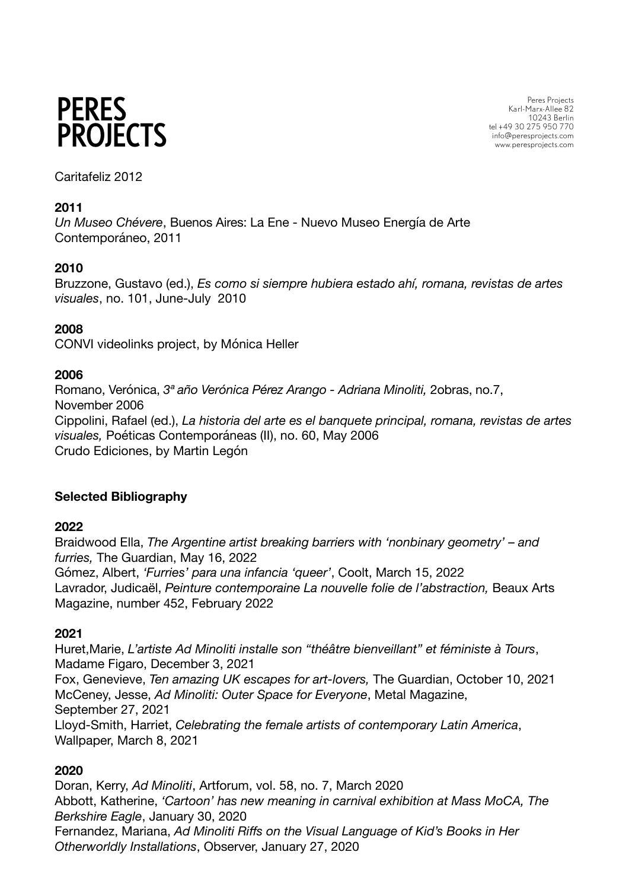Caritafeliz 2012

**2011**

*Un Museo Chévere*, Buenos Aires: La Ene - Nuevo Museo Energía de Arte Contemporáneo, 2011

**2010**

Bruzzone, Gustavo (ed.), *Es como si siempre hubiera estado ahí, romana, revistas de artes visuales*, no. 101, June-July 2010

**2008**

CONVI videolinks project, by Mónica Heller

**2006**

Romano, Verónica, *3ª año Verónica Pérez Arango - Adriana Minoliti,* 2obras, no.7, November 2006
Cippolini, Rafael (ed.), *La historia del arte es el banquete principal, romana, revistas de artes visuales,* Poéticas Contemporáneas (II), no. 60, May 2006
Crudo Ediciones, by Martin Legón

**Selected Bibliography**

**2022**

Braidwood Ella, *The Argentine artist breaking barriers with 'nonbinary geometry' – and furries,* The Guardian, May 16, 2022
Gómez, Albert, *'Furries' para una infancia 'queer'*, Coolt, March 15, 2022
Lavrador, Judicaël, *Peinture contemporaine La nouvelle folie de l'abstraction,* Beaux Arts Magazine, number 452, February 2022

**2021**

Huret,Marie, *L'artiste Ad Minoliti installe son "théâtre bienveillant" et féministe à Tours*, Madame Figaro, December 3, 2021
Fox, Genevieve, *Ten amazing UK escapes for art-lovers,* The Guardian, October 10, 2021
McCeney, Jesse, *Ad Minoliti: Outer Space for Everyone*, Metal Magazine, September 27, 2021
Lloyd-Smith, Harriet, *Celebrating the female artists of contemporary Latin America*, Wallpaper, March 8, 2021

**2020**

Doran, Kerry, *Ad Minoliti*, Artforum, vol. 58, no. 7, March 2020
Abbott, Katherine, *'Cartoon' has new meaning in carnival exhibition at Mass MoCA, The Berkshire Eagle*, January 30, 2020
Fernandez, Mariana, *Ad Minoliti Riffs on the Visual Language of Kid's Books in Her Otherworldly Installations*, Observer, January 27, 2020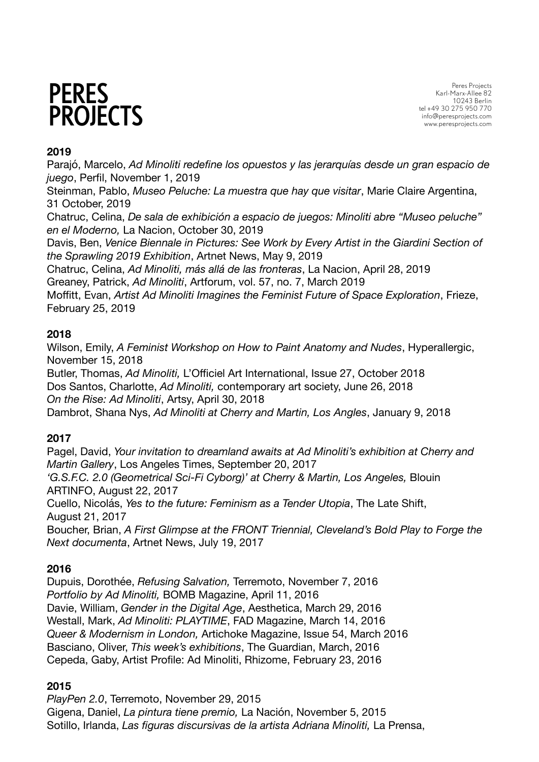## 2019

Parajó, Marcelo, *Ad Minoliti redefine los opuestos y las jerarquías desde un gran espacio de juego*, Perfil, November 1, 2019

Steinman, Pablo, *Museo Peluche: La muestra que hay que visitar*, Marie Claire Argentina, 31 October, 2019

Chatruc, Celina, *De sala de exhibición a espacio de juegos: Minoliti abre "Museo peluche" en el Moderno,* La Nacion, October 30, 2019

Davis, Ben, *Venice Biennale in Pictures: See Work by Every Artist in the Giardini Section of the Sprawling 2019 Exhibition*, Artnet News, May 9, 2019

Chatruc, Celina, *Ad Minoliti, más allá de las fronteras*, La Nacion, April 28, 2019

Greaney, Patrick, *Ad Minoliti*, Artforum, vol. 57, no. 7, March 2019

Moffitt, Evan, *Artist Ad Minoliti Imagines the Feminist Future of Space Exploration*, Frieze, February 25, 2019

## 2018

Wilson, Emily, *A Feminist Workshop on How to Paint Anatomy and Nudes*, Hyperallergic, November 15, 2018

Butler, Thomas, *Ad Minoliti,* L'Officiel Art International, Issue 27, October 2018

Dos Santos, Charlotte, *Ad Minoliti,* contemporary art society, June 26, 2018

*On the Rise: Ad Minoliti*, Artsy, April 30, 2018

Dambrot, Shana Nys, *Ad Minoliti at Cherry and Martin, Los Angles*, January 9, 2018

## 2017

Pagel, David, *Your invitation to dreamland awaits at Ad Minoliti's exhibition at Cherry and Martin Gallery*, Los Angeles Times, September 20, 2017

*'G.S.F.C. 2.0 (Geometrical Sci-Fi Cyborg)' at Cherry & Martin, Los Angeles,* Blouin ARTINFO, August 22, 2017

Cuello, Nicolás, *Yes to the future: Feminism as a Tender Utopia*, The Late Shift, August 21, 2017

Boucher, Brian, *A First Glimpse at the FRONT Triennial, Cleveland's Bold Play to Forge the Next documenta*, Artnet News, July 19, 2017

## 2016

Dupuis, Dorothée, *Refusing Salvation,* Terremoto, November 7, 2016

*Portfolio by Ad Minoliti,* BOMB Magazine, April 11, 2016

Davie, William, *Gender in the Digital Age*, Aesthetica, March 29, 2016

Westall, Mark, *Ad Minoliti: PLAYTIME*, FAD Magazine, March 14, 2016

*Queer & Modernism in London,* Artichoke Magazine, Issue 54, March 2016

Basciano, Oliver, *This week's exhibitions*, The Guardian, March, 2016

Cepeda, Gaby, Artist Profile: Ad Minoliti, Rhizome, February 23, 2016

## 2015

*PlayPen 2.0*, Terremoto, November 29, 2015

Gigena, Daniel, *La pintura tiene premio,* La Nación, November 5, 2015

Sotillo, Irlanda, *Las figuras discursivas de la artista Adriana Minoliti,* La Prensa,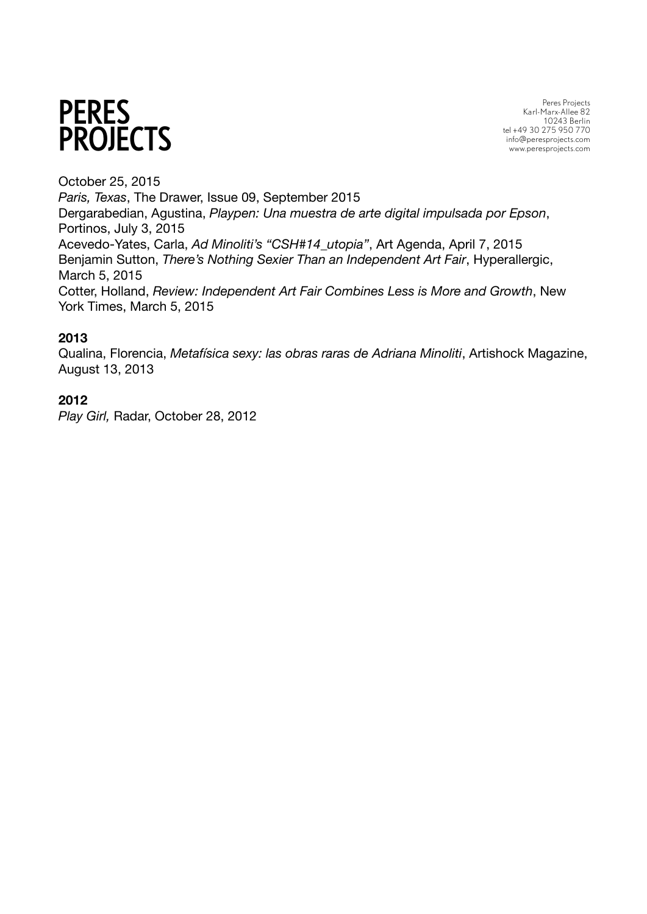October 25, 2015
*Paris, Texas*, The Drawer, Issue 09, September 2015
Dergarabedian, Agustina, *Playpen: Una muestra de arte digital impulsada por Epson*, Portinos, July 3, 2015
Acevedo-Yates, Carla, *Ad Minoliti's "CSH#14_utopia"*, Art Agenda, April 7, 2015
Benjamin Sutton, *There's Nothing Sexier Than an Independent Art Fair*, Hyperallergic, March 5, 2015
Cotter, Holland, *Review: Independent Art Fair Combines Less is More and Growth*, New York Times, March 5, 2015

**2013**
Qualina, Florencia, *Metafísica sexy: las obras raras de Adriana Minoliti*, Artishock Magazine, August 13, 2013

**2012**
*Play Girl,* Radar, October 28, 2012